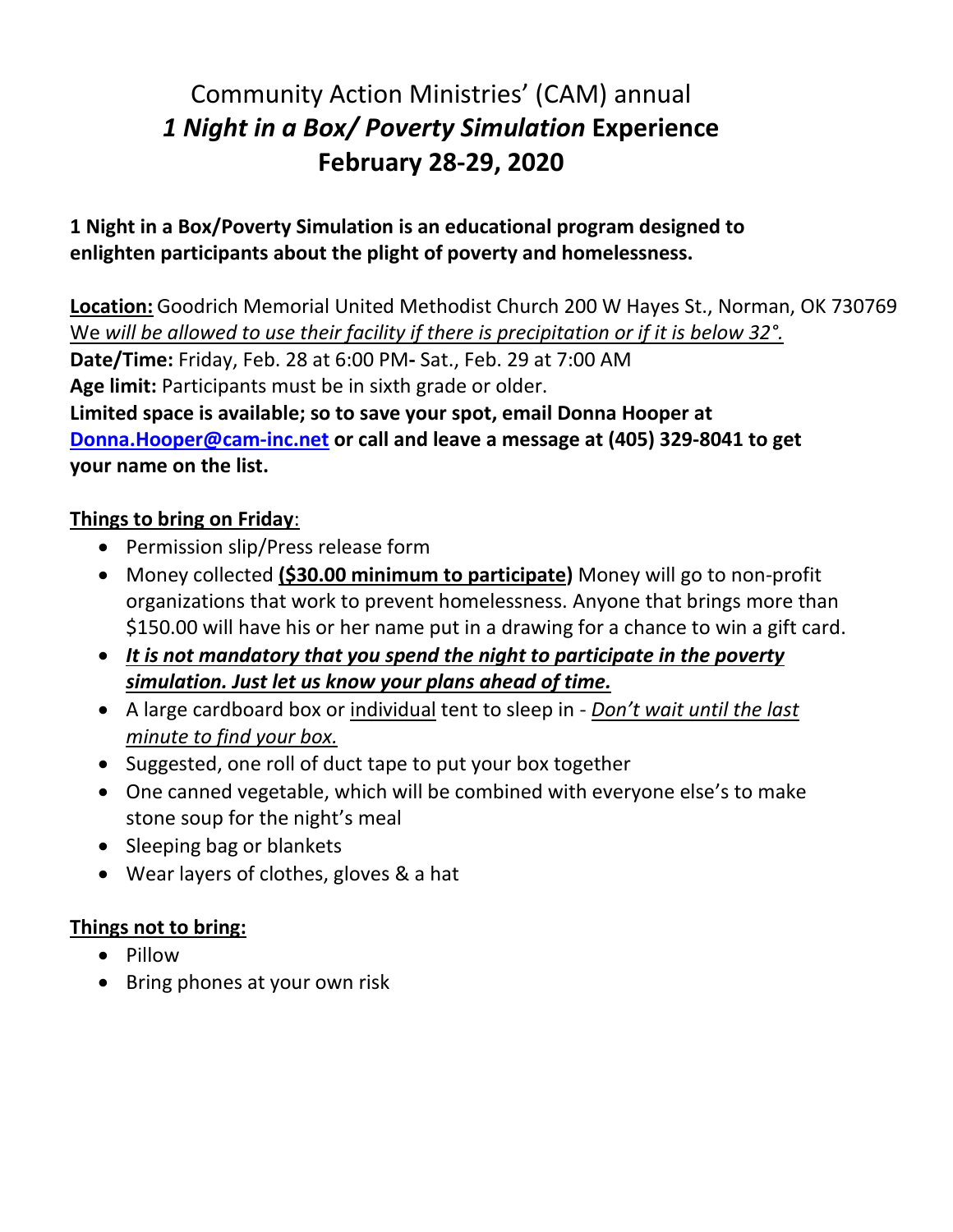# Community Action Ministries' (CAM) annual *1 Night in a Box/ Poverty Simulation* Experience February 28-29, 2020

**1 Night in a Box/Poverty Simulation is an educational program designed to enlighten participants about the plight of poverty and homelessness.**

**Location:** Goodrich Memorial United Methodist Church 200 W Hayes St., Norman, OK 730769
We *will be allowed to use their facility if there is precipitation or if it is below 32°.*
**Date/Time:** Friday, Feb. 28 at 6:00 PM**-** Sat., Feb. 29 at 7:00 AM
**Age limit:** Participants must be in sixth grade or older.
**Limited space is available; so to save your spot, email Donna Hooper at Donna.Hooper@cam-inc.net or call and leave a message at (405) 329-8041 to get your name on the list.**

**Things to bring on Friday**:

- Permission slip/Press release form
- Money collected **($30.00 minimum to participate)** Money will go to non-profit organizations that work to prevent homelessness. Anyone that brings more than $150.00 will have his or her name put in a drawing for a chance to win a gift card.
- ***It is not mandatory that you spend the night to participate in the poverty simulation. Just let us know your plans ahead of time.***
- A large cardboard box or individual tent to sleep in - *Don't wait until the last minute to find your box.*
- Suggested, one roll of duct tape to put your box together
- One canned vegetable, which will be combined with everyone else's to make stone soup for the night's meal
- Sleeping bag or blankets
- Wear layers of clothes, gloves & a hat

**Things not to bring:**

- Pillow
- Bring phones at your own risk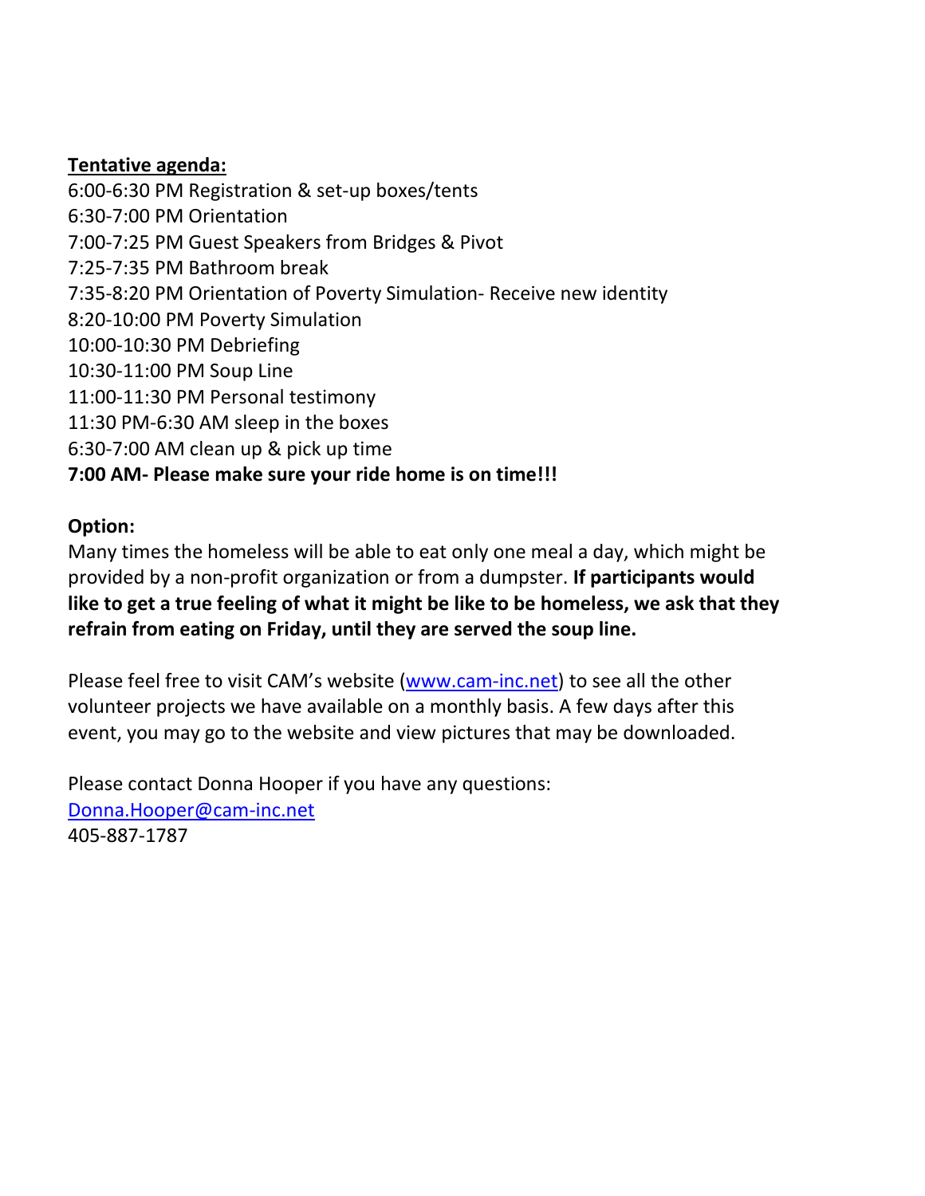**<u>Tentative agenda:</u>**

6:00-6:30 PM Registration & set-up boxes/tents
6:30-7:00 PM Orientation
7:00-7:25 PM Guest Speakers from Bridges & Pivot
7:25-7:35 PM Bathroom break
7:35-8:20 PM Orientation of Poverty Simulation- Receive new identity
8:20-10:00 PM Poverty Simulation
10:00-10:30 PM Debriefing
10:30-11:00 PM Soup Line
11:00-11:30 PM Personal testimony
11:30 PM-6:30 AM sleep in the boxes
6:30-7:00 AM clean up & pick up time
**7:00 AM- Please make sure your ride home is on time!!!**

**Option:**

Many times the homeless will be able to eat only one meal a day, which might be provided by a non-profit organization or from a dumpster. **If participants would like to get a true feeling of what it might be like to be homeless, we ask that they refrain from eating on Friday, until they are served the soup line.**

Please feel free to visit CAM's website ([www.cam-inc.net](http://www.cam-inc.net)) to see all the other volunteer projects we have available on a monthly basis. A few days after this event, you may go to the website and view pictures that may be downloaded.

Please contact Donna Hooper if you have any questions:
[Donna.Hooper@cam-inc.net](mailto:Donna.Hooper@cam-inc.net)
405-887-1787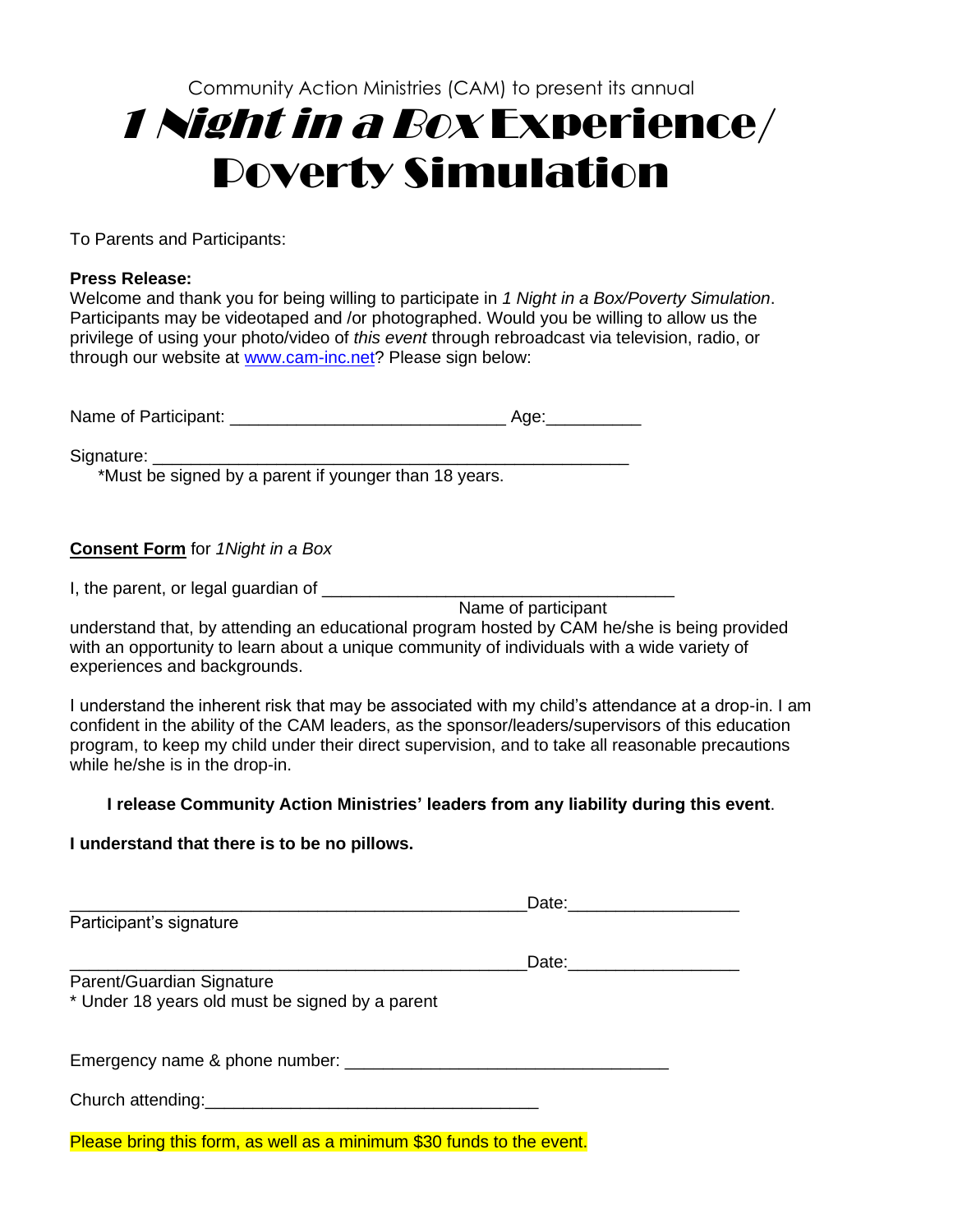Community Action Ministries (CAM) to present its annual

# *1 Night in a Box* Experience/ Poverty Simulation

To Parents and Participants:

**Press Release:**
Welcome and thank you for being willing to participate in *1 Night in a Box/Poverty Simulation*. Participants may be videotaped and /or photographed. Would you be willing to allow us the privilege of using your photo/video of *this event* through rebroadcast via television, radio, or through our website at www.cam-inc.net? Please sign below:

Name of Participant: ______________________________ Age:__________

Signature: ____________________________________________________
*Must be signed by a parent if younger than 18 years.

**Consent Form** for *1Night in a Box*

I, the parent, or legal guardian of ______________________________________
Name of participant
understand that, by attending an educational program hosted by CAM he/she is being provided with an opportunity to learn about a unique community of individuals with a wide variety of experiences and backgrounds.

I understand the inherent risk that may be associated with my child's attendance at a drop-in. I am confident in the ability of the CAM leaders, as the sponsor/leaders/supervisors of this education program, to keep my child under their direct supervision, and to take all reasonable precautions while he/she is in the drop-in.

**I release Community Action Ministries' leaders from any liability during this event**.

**I understand that there is to be no pillows.**

_________________________________________________Date:_________________
Participant's signature

_________________________________________________Date:_________________
Parent/Guardian Signature
* Under 18 years old must be signed by a parent

Emergency name & phone number: __________________________________

Church attending:___________________________________

Please bring this form, as well as a minimum $30 funds to the event.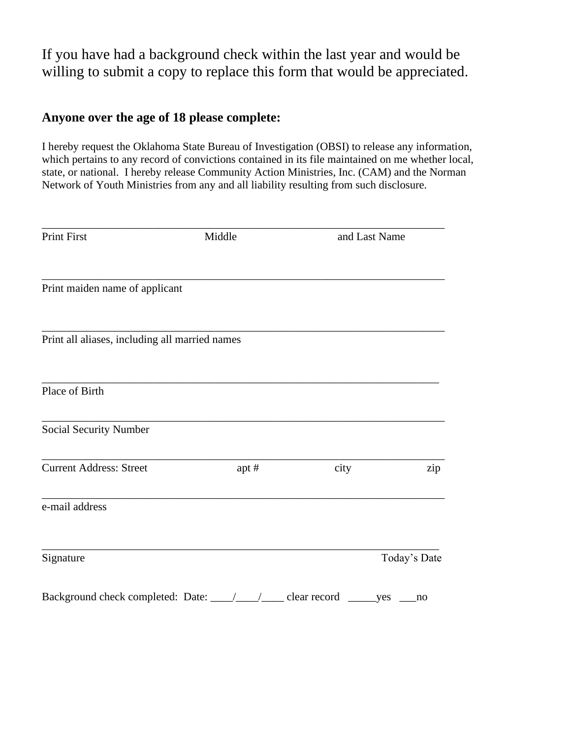If you have had a background check within the last year and would be willing to submit a copy to replace this form that would be appreciated.

**Anyone over the age of 18 please complete:**

I hereby request the Oklahoma State Bureau of Investigation (OBSI) to release any information, which pertains to any record of convictions contained in its file maintained on me whether local, state, or national. I hereby release Community Action Ministries, Inc. (CAM) and the Norman Network of Youth Ministries from any and all liability resulting from such disclosure.

\_\_\_\_\_\_\_\_\_\_\_\_\_\_\_\_\_\_\_\_\_\_\_\_\_\_\_\_\_\_\_\_\_\_\_\_\_\_\_\_\_\_\_\_\_\_\_\_\_\_\_\_\_\_\_\_\_\_\_\_\_\_\_\_\_\_\_\_

Print First Middle and Last Name

\_\_\_\_\_\_\_\_\_\_\_\_\_\_\_\_\_\_\_\_\_\_\_\_\_\_\_\_\_\_\_\_\_\_\_\_\_\_\_\_\_\_\_\_\_\_\_\_\_\_\_\_\_\_\_\_\_\_\_\_\_\_\_\_\_\_\_\_

Print maiden name of applicant

\_\_\_\_\_\_\_\_\_\_\_\_\_\_\_\_\_\_\_\_\_\_\_\_\_\_\_\_\_\_\_\_\_\_\_\_\_\_\_\_\_\_\_\_\_\_\_\_\_\_\_\_\_\_\_\_\_\_\_\_\_\_\_\_\_\_\_\_

Print all aliases, including all married names

\_\_\_\_\_\_\_\_\_\_\_\_\_\_\_\_\_\_\_\_\_\_\_\_\_\_\_\_\_\_\_\_\_\_\_\_\_\_\_\_\_\_\_\_\_\_\_\_\_\_\_\_\_\_\_\_\_\_\_\_\_\_\_\_\_\_\_\_

Place of Birth

\_\_\_\_\_\_\_\_\_\_\_\_\_\_\_\_\_\_\_\_\_\_\_\_\_\_\_\_\_\_\_\_\_\_\_\_\_\_\_\_\_\_\_\_\_\_\_\_\_\_\_\_\_\_\_\_\_\_\_\_\_\_\_\_\_\_\_\_

Social Security Number

\_\_\_\_\_\_\_\_\_\_\_\_\_\_\_\_\_\_\_\_\_\_\_\_\_\_\_\_\_\_\_\_\_\_\_\_\_\_\_\_\_\_\_\_\_\_\_\_\_\_\_\_\_\_\_\_\_\_\_\_\_\_\_\_\_\_\_\_

Current Address: Street apt # city zip

\_\_\_\_\_\_\_\_\_\_\_\_\_\_\_\_\_\_\_\_\_\_\_\_\_\_\_\_\_\_\_\_\_\_\_\_\_\_\_\_\_\_\_\_\_\_\_\_\_\_\_\_\_\_\_\_\_\_\_\_\_\_\_\_\_\_\_\_

e-mail address

\_\_\_\_\_\_\_\_\_\_\_\_\_\_\_\_\_\_\_\_\_\_\_\_\_\_\_\_\_\_\_\_\_\_\_\_\_\_\_\_\_\_\_\_\_\_\_\_\_\_\_\_\_\_\_\_\_\_\_\_\_\_\_\_\_\_\_\_

Signature Today's Date

Background check completed: Date: \_\_\_\_/\_\_\_\_/\_\_\_\_ clear record \_\_\_\_\_yes \_\_\_no